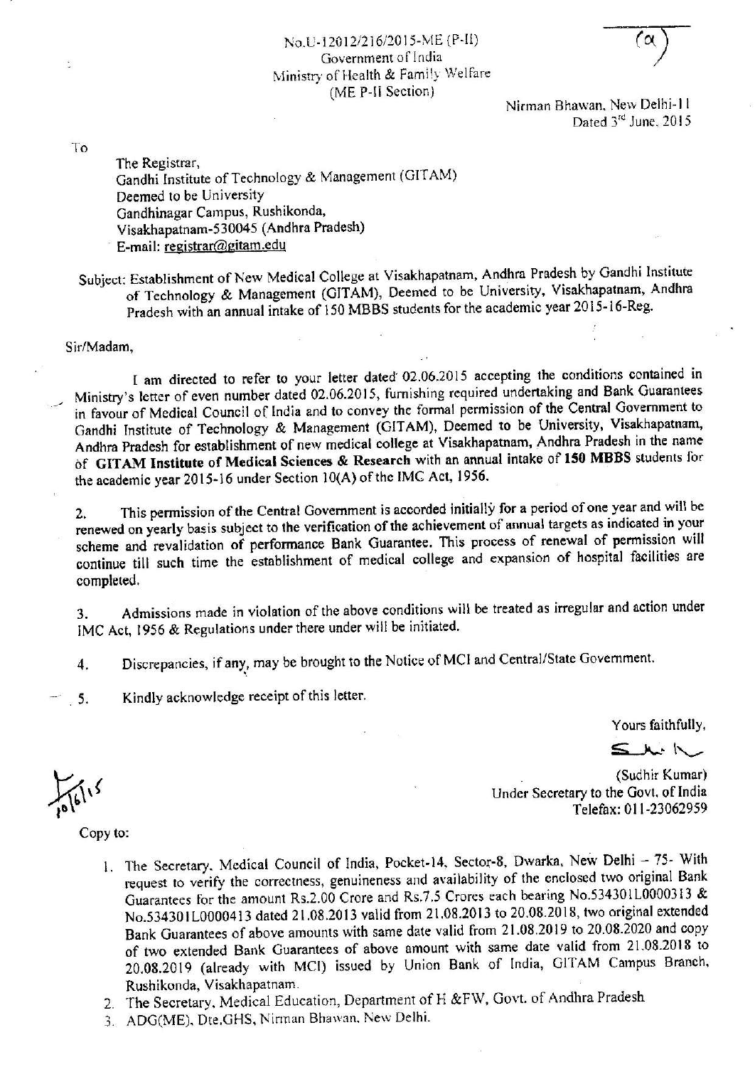No.U-12012/216/2015-ME (P-II)
Government of India
Ministry of Health & Family Welfare
(ME P-II Section)

(a)

Nirman Bhawan, New Delhi-11
Dated 3[rd] June, 2015

To

The Registrar,
Gandhi Institute of Technology & Management (GITAM)
Deemed to be University
Gandhinagar Campus, Rushikonda,
Visakhapatnam-530045 (Andhra Pradesh)
E-mail: registrar@gitam.edu

Subject: Establishment of New Medical College at Visakhapatnam, Andhra Pradesh by Gandhi Institute of Technology & Management (GITAM), Deemed to be University, Visakhapatnam, Andhra Pradesh with an annual intake of 150 MBBS students for the academic year 2015-16-Reg.

Sir/Madam,

I am directed to refer to your letter dated 02.06.2015 accepting the conditions contained in Ministry's letter of even number dated 02.06.2015, furnishing required undertaking and Bank Guarantees in favour of Medical Council of India and to convey the formal permission of the Central Government to Gandhi Institute of Technology & Management (GITAM), Deemed to be University, Visakhapatnam, Andhra Pradesh for establishment of new medical college at Visakhapatnam, Andhra Pradesh in the name of **GITAM Institute of Medical Sciences & Research** with an annual intake of **150 MBBS** students for the academic year 2015-16 under Section 10(A) of the IMC Act, 1956.

2. This permission of the Central Government is accorded initially for a period of one year and will be renewed on yearly basis subject to the verification of the achievement of annual targets as indicated in your scheme and revalidation of performance Bank Guarantee. This process of renewal of permission will continue till such time the establishment of medical college and expansion of hospital facilities are completed.

3. Admissions made in violation of the above conditions will be treated as irregular and action under IMC Act, 1956 & Regulations under there under will be initiated.

4. Discrepancies, if any, may be brought to the Notice of MCI and Central/State Government.

5. Kindly acknowledge receipt of this letter.

Yours faithfully,

(Sudhir Kumar)
Under Secretary to the Govt. of India
Telefax: 011-23062959

10/6/15

Copy to:

1. The Secretary, Medical Council of India, Pocket-14, Sector-8, Dwarka, New Delhi – 75- With request to verify the correctness, genuineness and availability of the enclosed two original Bank Guarantees for the amount Rs.2.00 Crore and Rs.7.5 Crores each bearing No.534301L0000313 & No.534301L0000413 dated 21.08.2013 valid from 21.08.2013 to 20.08.2018, two original extended Bank Guarantees of above amounts with same date valid from 21.08.2019 to 20.08.2020 and copy of two extended Bank Guarantees of above amount with same date valid from 21.08.2018 to 20.08.2019 (already with MCI) issued by Union Bank of India, GITAM Campus Branch, Rushikonda, Visakhapatnam.
2. The Secretary, Medical Education, Department of H &FW, Govt. of Andhra Pradesh
3. ADG(ME), Dte.GHS, Nirman Bhawan, New Delhi.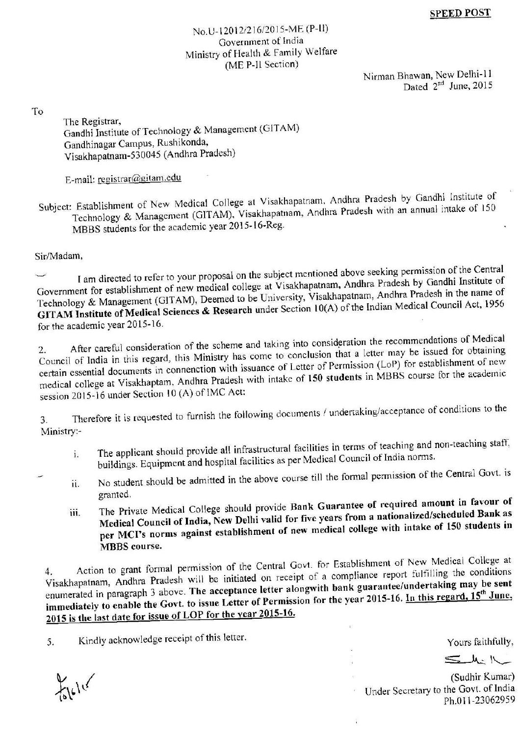**SPEED POST**

No.U-12012/216/2015-ME (P-II)
Government of India
Ministry of Health & Family Welfare
(ME P-II Section)

Nirman Bhawan, New Delhi-11
Dated 2nd June, 2015

To

The Registrar,
Gandhi Institute of Technology & Management (GITAM)
Gandhinagar Campus, Rushikonda,
Visakhapatnam-530045 (Andhra Pradesh)

E-mail: registrar@gitam.edu

Subject: Establishment of New Medical College at Visakhapatnam, Andhra Pradesh by Gandhi Institute of Technology & Management (GITAM), Visakhapatnam, Andhra Pradesh with an annual intake of 150 MBBS students for the academic year 2015-16-Reg.

Sir/Madam,

I am directed to refer to your proposal on the subject mentioned above seeking permission of the Central Government for establishment of new medical college at Visakhapatnam, Andhra Pradesh by Gandhi Institute of Technology & Management (GITAM), Deemed to be University, Visakhapatnam, Andhra Pradesh in the name of **GITAM Institute of Medical Sciences & Research** under Section 10(A) of the Indian Medical Council Act, 1956 for the academic year 2015-16.

2. After careful consideration of the scheme and taking into consideration the recommendations of Medical Council of India in this regard, this Ministry has come to conclusion that a letter may be issued for obtaining certain essential documents in connection with issuance of Letter of Permission (LoP) for establishment of new medical college at Visakhaptam, Andhra Pradesh with intake of **150 students** in MBBS course for the academic session 2015-16 under Section 10 (A) of IMC Act:

3. Therefore it is requested to furnish the following documents / undertaking/acceptance of conditions to the Ministry:-

   i. The applicant should provide all infrastructural facilities in terms of teaching and non-teaching staff, buildings. Equipment and hospital facilities as per Medical Council of India norms.

   ii. No student should be admitted in the above course till the formal permission of the Central Govt. is granted.

   iii. The Private Medical College should provide **Bank Guarantee of required amount in favour of Medical Council of India, New Delhi valid for five years from a nationalized/scheduled Bank as per MCI's norms against establishment of new medical college with intake of 150 students in MBBS course.**

4. Action to grant formal permission of the Central Govt. for Establishment of New Medical College at Visakhapatnam, Andhra Pradesh will be initiated on receipt of a compliance report fulfilling the conditions enumerated in paragraph 3 above. **The acceptance letter alongwith bank guarantee/undertaking may be sent immediately to enable the Govt. to issue Letter of Permission for the year 2015-16. In this regard, 15th June, 2015 is the last date for issue of LOP for the year 2015-16.**

5. Kindly acknowledge receipt of this letter.

Yours faithfully,

(Sudhir Kumar)
Under Secretary to the Govt. of India
Ph.011-23062959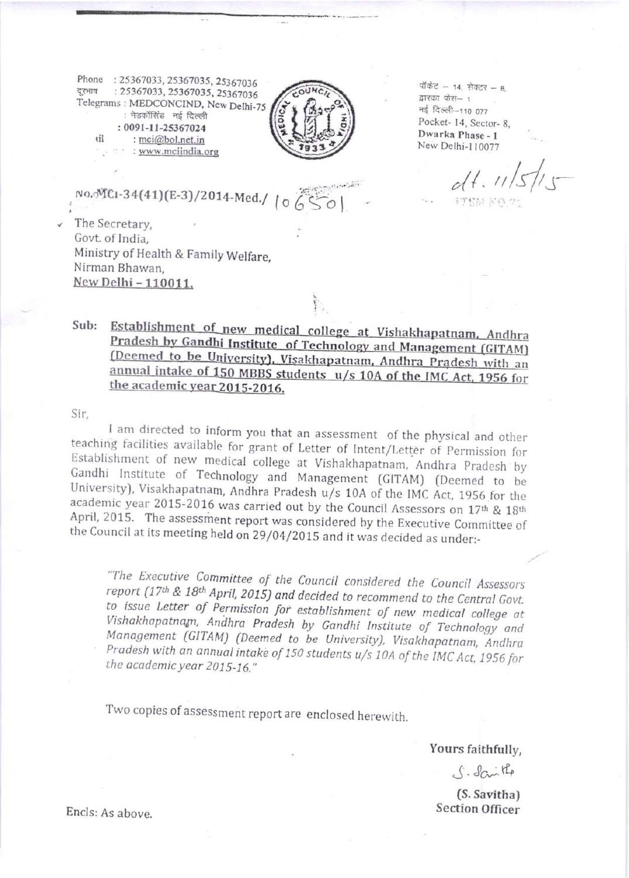Phone : 25367033, 25367035, 25367036
दूरभाष : 25367033, 25367035, 25367036
Telegrams : MEDCONCIND, New Delhi-75
: मेडकौंसिंड नई दिल्ली
: 0091-11-25367024
il : mci@bol.net.in
: www.mciindia.org

पॉकेट – 14, सेक्टर – 8,
द्वारका फेस– 1
नई दिल्ली–110 077
Pocket- 14, Sector- 8,
Dwarka Phase - 1
New Delhi-110077

dt. 11/5/15

No.MCI-34(41)(E-3)/2014-Med./ 106501

The Secretary,
Govt. of India,
Ministry of Health & Family Welfare,
Nirman Bhawan,
New Delhi – 110011.

**Sub: Establishment of new medical college at Vishakhapatnam, Andhra Pradesh by Gandhi Institute of Technology and Management (GITAM) (Deemed to be University), Visakhapatnam, Andhra Pradesh with an annual intake of 150 MBBS students u/s 10A of the IMC Act, 1956 for the academic year 2015-2016.**

Sir,

I am directed to inform you that an assessment of the physical and other teaching facilities available for grant of Letter of Intent/Letter of Permission for Establishment of new medical college at Vishakhapatnam, Andhra Pradesh by Gandhi Institute of Technology and Management (GITAM) (Deemed to be University), Visakhapatnam, Andhra Pradesh u/s 10A of the IMC Act, 1956 for the academic year 2015-2016 was carried out by the Council Assessors on 17th & 18th April, 2015. The assessment report was considered by the Executive Committee of the Council at its meeting held on 29/04/2015 and it was decided as under:-

> *"The Executive Committee of the Council considered the Council Assessors report (17th & 18th April, 2015) and decided to recommend to the Central Govt. to issue Letter of Permission for establishment of new medical college at Vishakhapatnam, Andhra Pradesh by Gandhi Institute of Technology and Management (GITAM) (Deemed to be University), Visakhapatnam, Andhra Pradesh with an annual intake of 150 students u/s 10A of the IMC Act, 1956 for the academic year 2015-16."*

Two copies of assessment report are enclosed herewith.

Yours faithfully,

S. Savitha

**(S. Savitha)**
**Section Officer**

Encls: As above.